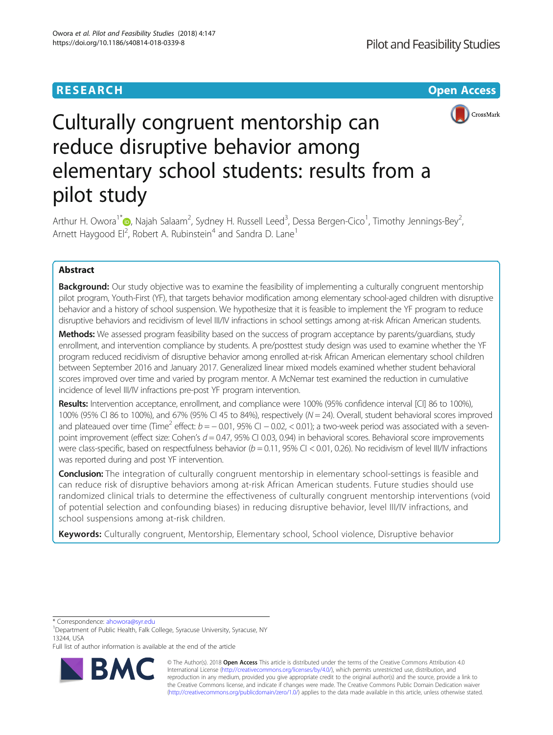RESEARCH

Open Access

# Culturally congruent mentorship can reduce disruptive behavior among elementary school students: results from a pilot study

Arthur H. Owora[1*], Najah Salaam[2], Sydney H. Russell Leed[3], Dessa Bergen-Cico[1], Timothy Jennings-Bey[2], Arnett Haygood El[2], Robert A. Rubinstein[4] and Sandra D. Lane[1]

## Abstract

**Background:** Our study objective was to examine the feasibility of implementing a culturally congruent mentorship pilot program, Youth-First (YF), that targets behavior modification among elementary school-aged children with disruptive behavior and a history of school suspension. We hypothesize that it is feasible to implement the YF program to reduce disruptive behaviors and recidivism of level III/IV infractions in school settings among at-risk African American students.

**Methods:** We assessed program feasibility based on the success of program acceptance by parents/guardians, study enrollment, and intervention compliance by students. A pre/posttest study design was used to examine whether the YF program reduced recidivism of disruptive behavior among enrolled at-risk African American elementary school children between September 2016 and January 2017. Generalized linear mixed models examined whether student behavioral scores improved over time and varied by program mentor. A McNemar test examined the reduction in cumulative incidence of level III/IV infractions pre-post YF program intervention.

**Results:** Intervention acceptance, enrollment, and compliance were 100% (95% confidence interval [CI] 86 to 100%), 100% (95% CI 86 to 100%), and 67% (95% CI 45 to 84%), respectively ($N = 24$). Overall, student behavioral scores improved and plateaued over time (Time$^2$ effect: $b = -0.01$, 95% CI $-0.02$, $< 0.01$); a two-week period was associated with a seven-point improvement (effect size: Cohen's $d = 0.47$, 95% CI 0.03, 0.94) in behavioral scores. Behavioral score improvements were class-specific, based on respectfulness behavior ($b = 0.11$, 95% CI $< 0.01$, 0.26). No recidivism of level III/IV infractions was reported during and post YF intervention.

**Conclusion:** The integration of culturally congruent mentorship in elementary school-settings is feasible and can reduce risk of disruptive behaviors among at-risk African American students. Future studies should use randomized clinical trials to determine the effectiveness of culturally congruent mentorship interventions (void of potential selection and confounding biases) in reducing disruptive behavior, level III/IV infractions, and school suspensions among at-risk children.

**Keywords:** Culturally congruent, Mentorship, Elementary school, School violence, Disruptive behavior

---

* Correspondence: ahowora@syr.edu
[1]Department of Public Health, Falk College, Syracuse University, Syracuse, NY 13244, USA
Full list of author information is available at the end of the article

© The Author(s). 2018 **Open Access** This article is distributed under the terms of the Creative Commons Attribution 4.0 International License (http://creativecommons.org/licenses/by/4.0/), which permits unrestricted use, distribution, and reproduction in any medium, provided you give appropriate credit to the original author(s) and the source, provide a link to the Creative Commons license, and indicate if changes were made. The Creative Commons Public Domain Dedication waiver (http://creativecommons.org/publicdomain/zero/1.0/) applies to the data made available in this article, unless otherwise stated.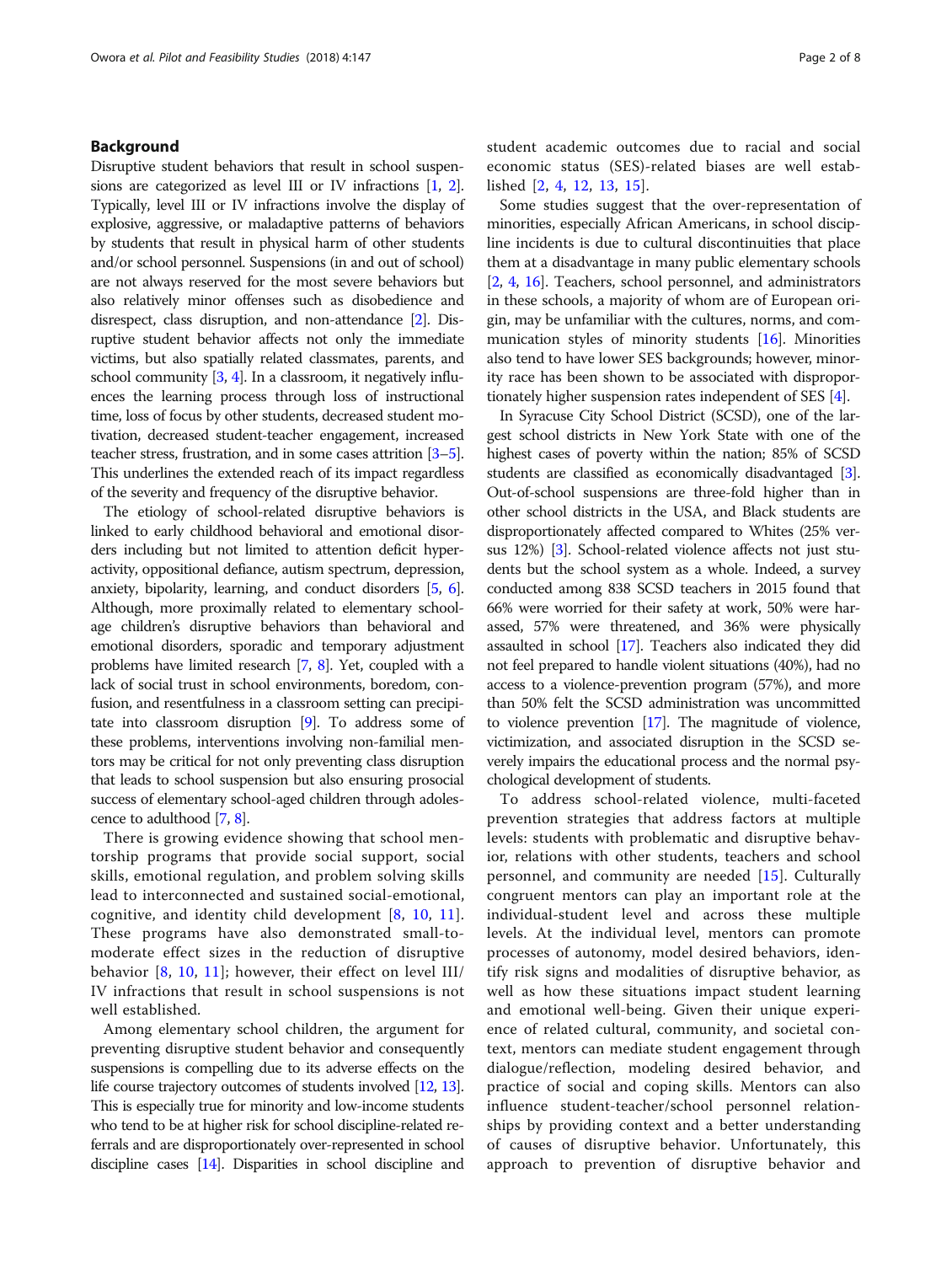## Background

Disruptive student behaviors that result in school suspensions are categorized as level III or IV infractions [1, 2]. Typically, level III or IV infractions involve the display of explosive, aggressive, or maladaptive patterns of behaviors by students that result in physical harm of other students and/or school personnel. Suspensions (in and out of school) are not always reserved for the most severe behaviors but also relatively minor offenses such as disobedience and disrespect, class disruption, and non-attendance [2]. Disruptive student behavior affects not only the immediate victims, but also spatially related classmates, parents, and school community [3, 4]. In a classroom, it negatively influences the learning process through loss of instructional time, loss of focus by other students, decreased student motivation, decreased student-teacher engagement, increased teacher stress, frustration, and in some cases attrition [3–5]. This underlines the extended reach of its impact regardless of the severity and frequency of the disruptive behavior.

The etiology of school-related disruptive behaviors is linked to early childhood behavioral and emotional disorders including but not limited to attention deficit hyperactivity, oppositional defiance, autism spectrum, depression, anxiety, bipolarity, learning, and conduct disorders [5, 6]. Although, more proximally related to elementary school-age children's disruptive behaviors than behavioral and emotional disorders, sporadic and temporary adjustment problems have limited research [7, 8]. Yet, coupled with a lack of social trust in school environments, boredom, confusion, and resentfulness in a classroom setting can precipitate into classroom disruption [9]. To address some of these problems, interventions involving non-familial mentors may be critical for not only preventing class disruption that leads to school suspension but also ensuring prosocial success of elementary school-aged children through adolescence to adulthood [7, 8].

There is growing evidence showing that school mentorship programs that provide social support, social skills, emotional regulation, and problem solving skills lead to interconnected and sustained social-emotional, cognitive, and identity child development [8, 10, 11]. These programs have also demonstrated small-to-moderate effect sizes in the reduction of disruptive behavior [8, 10, 11]; however, their effect on level III/IV infractions that result in school suspensions is not well established.

Among elementary school children, the argument for preventing disruptive student behavior and consequently suspensions is compelling due to its adverse effects on the life course trajectory outcomes of students involved [12, 13]. This is especially true for minority and low-income students who tend to be at higher risk for school discipline-related referrals and are disproportionately over-represented in school discipline cases [14]. Disparities in school discipline and student academic outcomes due to racial and social economic status (SES)-related biases are well established [2, 4, 12, 13, 15].

Some studies suggest that the over-representation of minorities, especially African Americans, in school discipline incidents is due to cultural discontinuities that place them at a disadvantage in many public elementary schools [2, 4, 16]. Teachers, school personnel, and administrators in these schools, a majority of whom are of European origin, may be unfamiliar with the cultures, norms, and communication styles of minority students [16]. Minorities also tend to have lower SES backgrounds; however, minority race has been shown to be associated with disproportionately higher suspension rates independent of SES [4].

In Syracuse City School District (SCSD), one of the largest school districts in New York State with one of the highest cases of poverty within the nation; 85% of SCSD students are classified as economically disadvantaged [3]. Out-of-school suspensions are three-fold higher than in other school districts in the USA, and Black students are disproportionately affected compared to Whites (25% versus 12%) [3]. School-related violence affects not just students but the school system as a whole. Indeed, a survey conducted among 838 SCSD teachers in 2015 found that 66% were worried for their safety at work, 50% were harassed, 57% were threatened, and 36% were physically assaulted in school [17]. Teachers also indicated they did not feel prepared to handle violent situations (40%), had no access to a violence-prevention program (57%), and more than 50% felt the SCSD administration was uncommitted to violence prevention [17]. The magnitude of violence, victimization, and associated disruption in the SCSD severely impairs the educational process and the normal psychological development of students.

To address school-related violence, multi-faceted prevention strategies that address factors at multiple levels: students with problematic and disruptive behavior, relations with other students, teachers and school personnel, and community are needed [15]. Culturally congruent mentors can play an important role at the individual-student level and across these multiple levels. At the individual level, mentors can promote processes of autonomy, model desired behaviors, identify risk signs and modalities of disruptive behavior, as well as how these situations impact student learning and emotional well-being. Given their unique experience of related cultural, community, and societal context, mentors can mediate student engagement through dialogue/reflection, modeling desired behavior, and practice of social and coping skills. Mentors can also influence student-teacher/school personnel relationships by providing context and a better understanding of causes of disruptive behavior. Unfortunately, this approach to prevention of disruptive behavior and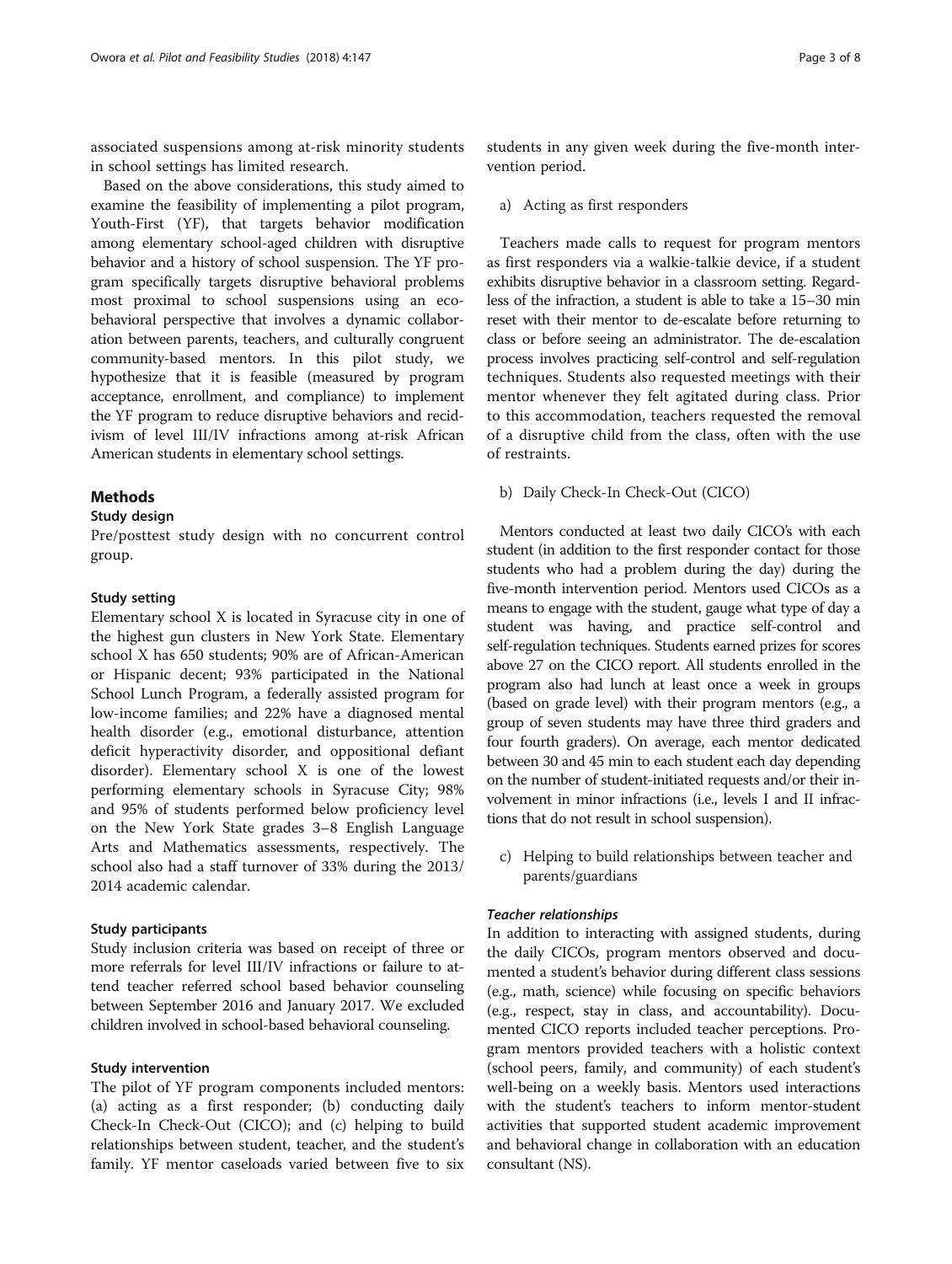associated suspensions among at-risk minority students in school settings has limited research.

Based on the above considerations, this study aimed to examine the feasibility of implementing a pilot program, Youth-First (YF), that targets behavior modification among elementary school-aged children with disruptive behavior and a history of school suspension. The YF program specifically targets disruptive behavioral problems most proximal to school suspensions using an eco-behavioral perspective that involves a dynamic collaboration between parents, teachers, and culturally congruent community-based mentors. In this pilot study, we hypothesize that it is feasible (measured by program acceptance, enrollment, and compliance) to implement the YF program to reduce disruptive behaviors and recidivism of level III/IV infractions among at-risk African American students in elementary school settings.

## Methods

### Study design

Pre/posttest study design with no concurrent control group.

### Study setting

Elementary school X is located in Syracuse city in one of the highest gun clusters in New York State. Elementary school X has 650 students; 90% are of African-American or Hispanic decent; 93% participated in the National School Lunch Program, a federally assisted program for low-income families; and 22% have a diagnosed mental health disorder (e.g., emotional disturbance, attention deficit hyperactivity disorder, and oppositional defiant disorder). Elementary school X is one of the lowest performing elementary schools in Syracuse City; 98% and 95% of students performed below proficiency level on the New York State grades 3–8 English Language Arts and Mathematics assessments, respectively. The school also had a staff turnover of 33% during the 2013/2014 academic calendar.

### Study participants

Study inclusion criteria was based on receipt of three or more referrals for level III/IV infractions or failure to attend teacher referred school based behavior counseling between September 2016 and January 2017. We excluded children involved in school-based behavioral counseling.

### Study intervention

The pilot of YF program components included mentors: (a) acting as a first responder; (b) conducting daily Check-In Check-Out (CICO); and (c) helping to build relationships between student, teacher, and the student's family. YF mentor caseloads varied between five to six students in any given week during the five-month intervention period.

a) Acting as first responders

Teachers made calls to request for program mentors as first responders via a walkie-talkie device, if a student exhibits disruptive behavior in a classroom setting. Regardless of the infraction, a student is able to take a 15–30 min reset with their mentor to de-escalate before returning to class or before seeing an administrator. The de-escalation process involves practicing self-control and self-regulation techniques. Students also requested meetings with their mentor whenever they felt agitated during class. Prior to this accommodation, teachers requested the removal of a disruptive child from the class, often with the use of restraints.

b) Daily Check-In Check-Out (CICO)

Mentors conducted at least two daily CICO's with each student (in addition to the first responder contact for those students who had a problem during the day) during the five-month intervention period. Mentors used CICOs as a means to engage with the student, gauge what type of day a student was having, and practice self-control and self-regulation techniques. Students earned prizes for scores above 27 on the CICO report. All students enrolled in the program also had lunch at least once a week in groups (based on grade level) with their program mentors (e.g., a group of seven students may have three third graders and four fourth graders). On average, each mentor dedicated between 30 and 45 min to each student each day depending on the number of student-initiated requests and/or their involvement in minor infractions (i.e., levels I and II infractions that do not result in school suspension).

c) Helping to build relationships between teacher and parents/guardians

#### *Teacher relationships*

In addition to interacting with assigned students, during the daily CICOs, program mentors observed and documented a student's behavior during different class sessions (e.g., math, science) while focusing on specific behaviors (e.g., respect, stay in class, and accountability). Documented CICO reports included teacher perceptions. Program mentors provided teachers with a holistic context (school peers, family, and community) of each student's well-being on a weekly basis. Mentors used interactions with the student's teachers to inform mentor-student activities that supported student academic improvement and behavioral change in collaboration with an education consultant (NS).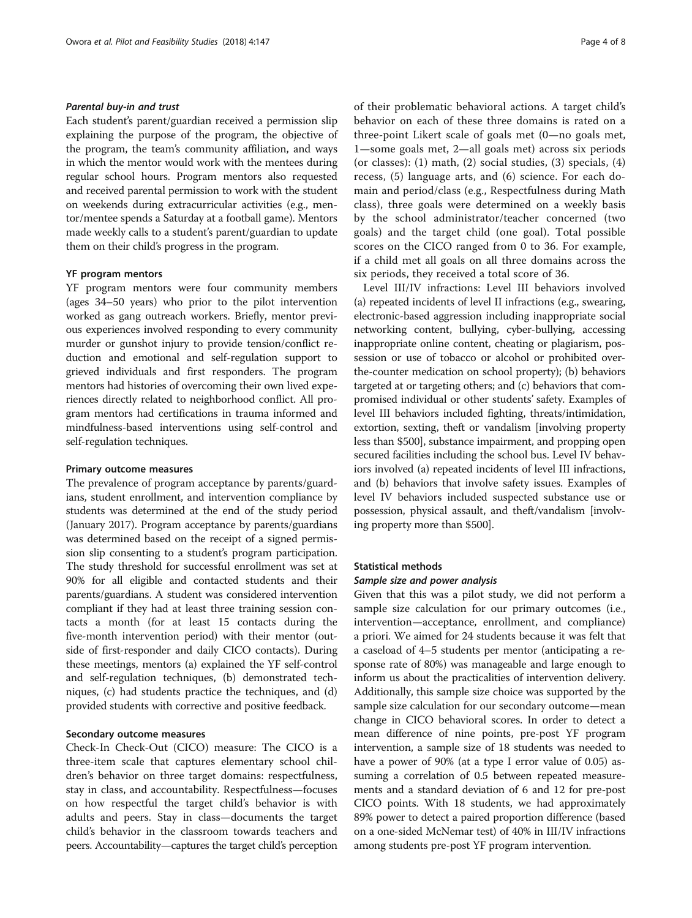#### *Parental buy-in and trust*

Each student's parent/guardian received a permission slip explaining the purpose of the program, the objective of the program, the team's community affiliation, and ways in which the mentor would work with the mentees during regular school hours. Program mentors also requested and received parental permission to work with the student on weekends during extracurricular activities (e.g., mentor/mentee spends a Saturday at a football game). Mentors made weekly calls to a student's parent/guardian to update them on their child's progress in the program.

### YF program mentors

YF program mentors were four community members (ages 34–50 years) who prior to the pilot intervention worked as gang outreach workers. Briefly, mentor previous experiences involved responding to every community murder or gunshot injury to provide tension/conflict reduction and emotional and self-regulation support to grieved individuals and first responders. The program mentors had histories of overcoming their own lived experiences directly related to neighborhood conflict. All program mentors had certifications in trauma informed and mindfulness-based interventions using self-control and self-regulation techniques.

### Primary outcome measures

The prevalence of program acceptance by parents/guardians, student enrollment, and intervention compliance by students was determined at the end of the study period (January 2017). Program acceptance by parents/guardians was determined based on the receipt of a signed permission slip consenting to a student's program participation. The study threshold for successful enrollment was set at 90% for all eligible and contacted students and their parents/guardians. A student was considered intervention compliant if they had at least three training session contacts a month (for at least 15 contacts during the five-month intervention period) with their mentor (outside of first-responder and daily CICO contacts). During these meetings, mentors (a) explained the YF self-control and self-regulation techniques, (b) demonstrated techniques, (c) had students practice the techniques, and (d) provided students with corrective and positive feedback.

### Secondary outcome measures

Check-In Check-Out (CICO) measure: The CICO is a three-item scale that captures elementary school children's behavior on three target domains: respectfulness, stay in class, and accountability. Respectfulness—focuses on how respectful the target child's behavior is with adults and peers. Stay in class—documents the target child's behavior in the classroom towards teachers and peers. Accountability—captures the target child's perception of their problematic behavioral actions. A target child's behavior on each of these three domains is rated on a three-point Likert scale of goals met (0—no goals met, 1—some goals met, 2—all goals met) across six periods (or classes): (1) math, (2) social studies, (3) specials, (4) recess, (5) language arts, and (6) science. For each domain and period/class (e.g., Respectfulness during Math class), three goals were determined on a weekly basis by the school administrator/teacher concerned (two goals) and the target child (one goal). Total possible scores on the CICO ranged from 0 to 36. For example, if a child met all goals on all three domains across the six periods, they received a total score of 36.

Level III/IV infractions: Level III behaviors involved (a) repeated incidents of level II infractions (e.g., swearing, electronic-based aggression including inappropriate social networking content, bullying, cyber-bullying, accessing inappropriate online content, cheating or plagiarism, possession or use of tobacco or alcohol or prohibited over-the-counter medication on school property); (b) behaviors targeted at or targeting others; and (c) behaviors that compromised individual or other students' safety. Examples of level III behaviors included fighting, threats/intimidation, extortion, sexting, theft or vandalism [involving property less than $500], substance impairment, and propping open secured facilities including the school bus. Level IV behaviors involved (a) repeated incidents of level III infractions, and (b) behaviors that involve safety issues. Examples of level IV behaviors included suspected substance use or possession, physical assault, and theft/vandalism [involving property more than $500].

### Statistical methods

#### *Sample size and power analysis*

Given that this was a pilot study, we did not perform a sample size calculation for our primary outcomes (i.e., intervention—acceptance, enrollment, and compliance) a priori. We aimed for 24 students because it was felt that a caseload of 4–5 students per mentor (anticipating a response rate of 80%) was manageable and large enough to inform us about the practicalities of intervention delivery. Additionally, this sample size choice was supported by the sample size calculation for our secondary outcome—mean change in CICO behavioral scores. In order to detect a mean difference of nine points, pre-post YF program intervention, a sample size of 18 students was needed to have a power of 90% (at a type I error value of 0.05) assuming a correlation of 0.5 between repeated measurements and a standard deviation of 6 and 12 for pre-post CICO points. With 18 students, we had approximately 89% power to detect a paired proportion difference (based on a one-sided McNemar test) of 40% in III/IV infractions among students pre-post YF program intervention.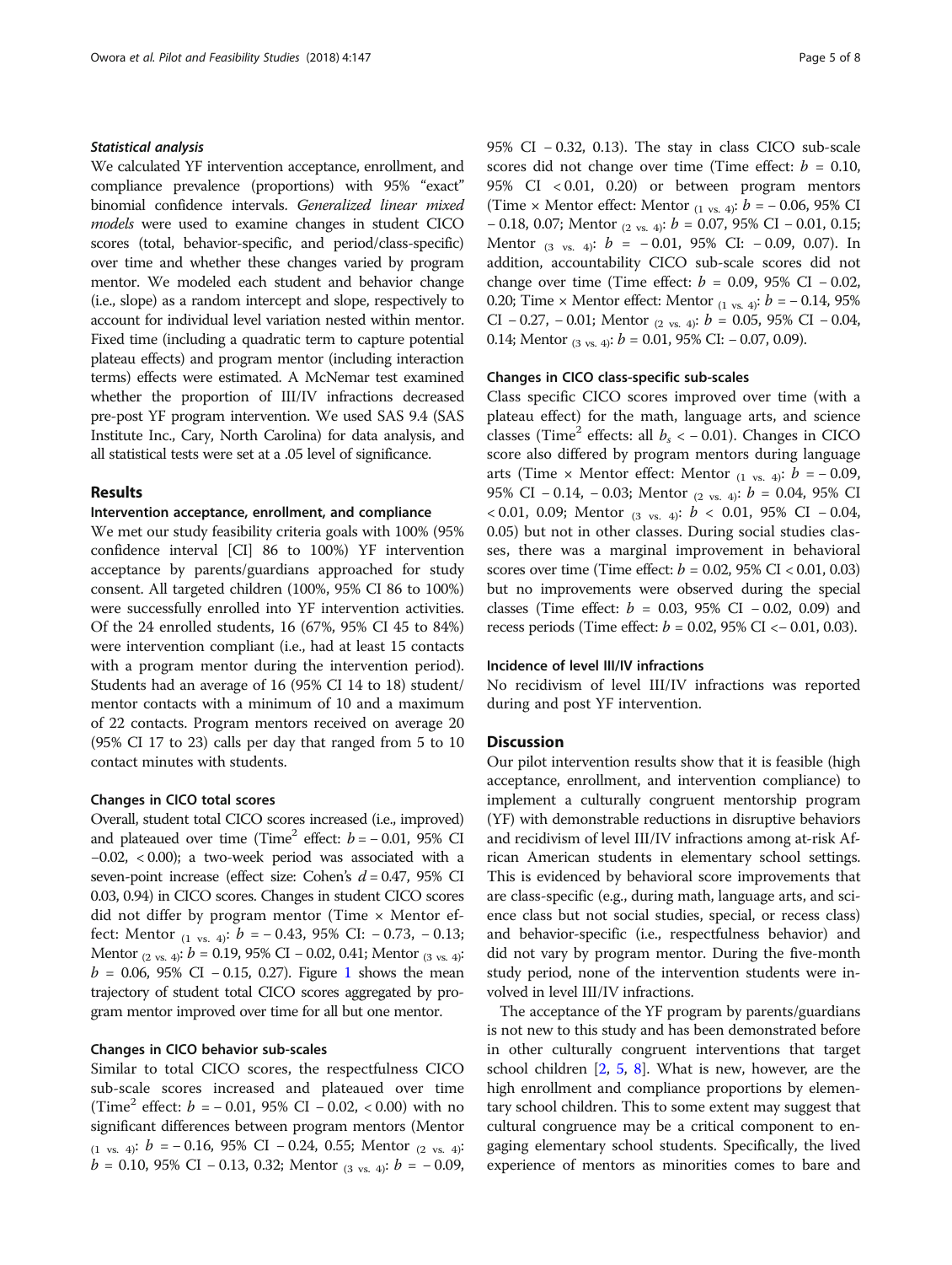### *Statistical analysis*

We calculated YF intervention acceptance, enrollment, and compliance prevalence (proportions) with 95% "exact" binomial confidence intervals. *Generalized linear mixed models* were used to examine changes in student CICO scores (total, behavior-specific, and period/class-specific) over time and whether these changes varied by program mentor. We modeled each student and behavior change (i.e., slope) as a random intercept and slope, respectively to account for individual level variation nested within mentor. Fixed time (including a quadratic term to capture potential plateau effects) and program mentor (including interaction terms) effects were estimated. A McNemar test examined whether the proportion of III/IV infractions decreased pre-post YF program intervention. We used SAS 9.4 (SAS Institute Inc., Cary, North Carolina) for data analysis, and all statistical tests were set at a .05 level of significance.

## Results

### Intervention acceptance, enrollment, and compliance

We met our study feasibility criteria goals with 100% (95% confidence interval [CI] 86 to 100%) YF intervention acceptance by parents/guardians approached for study consent. All targeted children (100%, 95% CI 86 to 100%) were successfully enrolled into YF intervention activities. Of the 24 enrolled students, 16 (67%, 95% CI 45 to 84%) were intervention compliant (i.e., had at least 15 contacts with a program mentor during the intervention period). Students had an average of 16 (95% CI 14 to 18) student/mentor contacts with a minimum of 10 and a maximum of 22 contacts. Program mentors received on average 20 (95% CI 17 to 23) calls per day that ranged from 5 to 10 contact minutes with students.

### Changes in CICO total scores

Overall, student total CICO scores increased (i.e., improved) and plateaued over time (Time$^2$ effect: $b = -0.01$, 95% CI $-0.02$, $< 0.00$); a two-week period was associated with a seven-point increase (effect size: Cohen's $d = 0.47$, 95% CI 0.03, 0.94) in CICO scores. Changes in student CICO scores did not differ by program mentor (Time × Mentor effect: Mentor $_{(1 \text{ vs. } 4)}$: $b = -0.43$, 95% CI: $-0.73$, $-0.13$; Mentor $_{(2 \text{ vs. } 4)}$: $b = 0.19$, 95% CI $-0.02$, 0.41; Mentor $_{(3 \text{ vs. } 4)}$: $b = 0.06$, 95% CI $-0.15$, 0.27). Figure 1 shows the mean trajectory of student total CICO scores aggregated by program mentor improved over time for all but one mentor.

### Changes in CICO behavior sub-scales

Similar to total CICO scores, the respectfulness CICO sub-scale scores increased and plateaued over time (Time$^2$ effect: $b = -0.01$, 95% CI $-0.02$, $< 0.00$) with no significant differences between program mentors (Mentor $_{(1 \text{ vs. } 4)}$: $b = -0.16$, 95% CI $-0.24$, 0.55; Mentor $_{(2 \text{ vs. } 4)}$: $b = 0.10$, 95% CI $-0.13$, 0.32; Mentor $_{(3 \text{ vs. } 4)}$: $b = -0.09$, 95% CI $-0.32$, 0.13). The stay in class CICO sub-scale scores did not change over time (Time effect: $b = 0.10$, 95% CI $< 0.01$, 0.20) or between program mentors (Time × Mentor effect: Mentor $_{(1 \text{ vs. } 4)}$: $b = -0.06$, 95% CI $-0.18$, 0.07; Mentor $_{(2 \text{ vs. } 4)}$: $b = 0.07$, 95% CI $-0.01$, 0.15; Mentor $_{(3 \text{ vs. } 4)}$: $b = -0.01$, 95% CI: $-0.09$, 0.07). In addition, accountability CICO sub-scale scores did not change over time (Time effect: $b = 0.09$, 95% CI $-0.02$, 0.20; Time × Mentor effect: Mentor $_{(1 \text{ vs. } 4)}$: $b = -0.14$, 95% CI $-0.27$, $-0.01$; Mentor $_{(2 \text{ vs. } 4)}$: $b = 0.05$, 95% CI $-0.04$, 0.14; Mentor $_{(3 \text{ vs. } 4)}$: $b = 0.01$, 95% CI: $-0.07$, 0.09).

### Changes in CICO class-specific sub-scales

Class specific CICO scores improved over time (with a plateau effect) for the math, language arts, and science classes (Time$^2$ effects: all $b_s < -0.01$). Changes in CICO score also differed by program mentors during language arts (Time × Mentor effect: Mentor $_{(1 \text{ vs. } 4)}$: $b = -0.09$, 95% CI $-0.14$, $-0.03$; Mentor $_{(2 \text{ vs. } 4)}$: $b = 0.04$, 95% CI $< 0.01$, 0.09; Mentor $_{(3 \text{ vs. } 4)}$: $b < 0.01$, 95% CI $-0.04$, 0.05) but not in other classes. During social studies classes, there was a marginal improvement in behavioral scores over time (Time effect: $b = 0.02$, 95% CI $< 0.01$, 0.03) but no improvements were observed during the special classes (Time effect: $b = 0.03$, 95% CI $-0.02$, 0.09) and recess periods (Time effect: $b = 0.02$, 95% CI $<-0.01$, 0.03).

### Incidence of level III/IV infractions

No recidivism of level III/IV infractions was reported during and post YF intervention.

## Discussion

Our pilot intervention results show that it is feasible (high acceptance, enrollment, and intervention compliance) to implement a culturally congruent mentorship program (YF) with demonstrable reductions in disruptive behaviors and recidivism of level III/IV infractions among at-risk African American students in elementary school settings. This is evidenced by behavioral score improvements that are class-specific (e.g., during math, language arts, and science class but not social studies, special, or recess class) and behavior-specific (i.e., respectfulness behavior) and did not vary by program mentor. During the five-month study period, none of the intervention students were involved in level III/IV infractions.

The acceptance of the YF program by parents/guardians is not new to this study and has been demonstrated before in other culturally congruent interventions that target school children [2, 5, 8]. What is new, however, are the high enrollment and compliance proportions by elementary school children. This to some extent may suggest that cultural congruence may be a critical component to engaging elementary school students. Specifically, the lived experience of mentors as minorities comes to bare and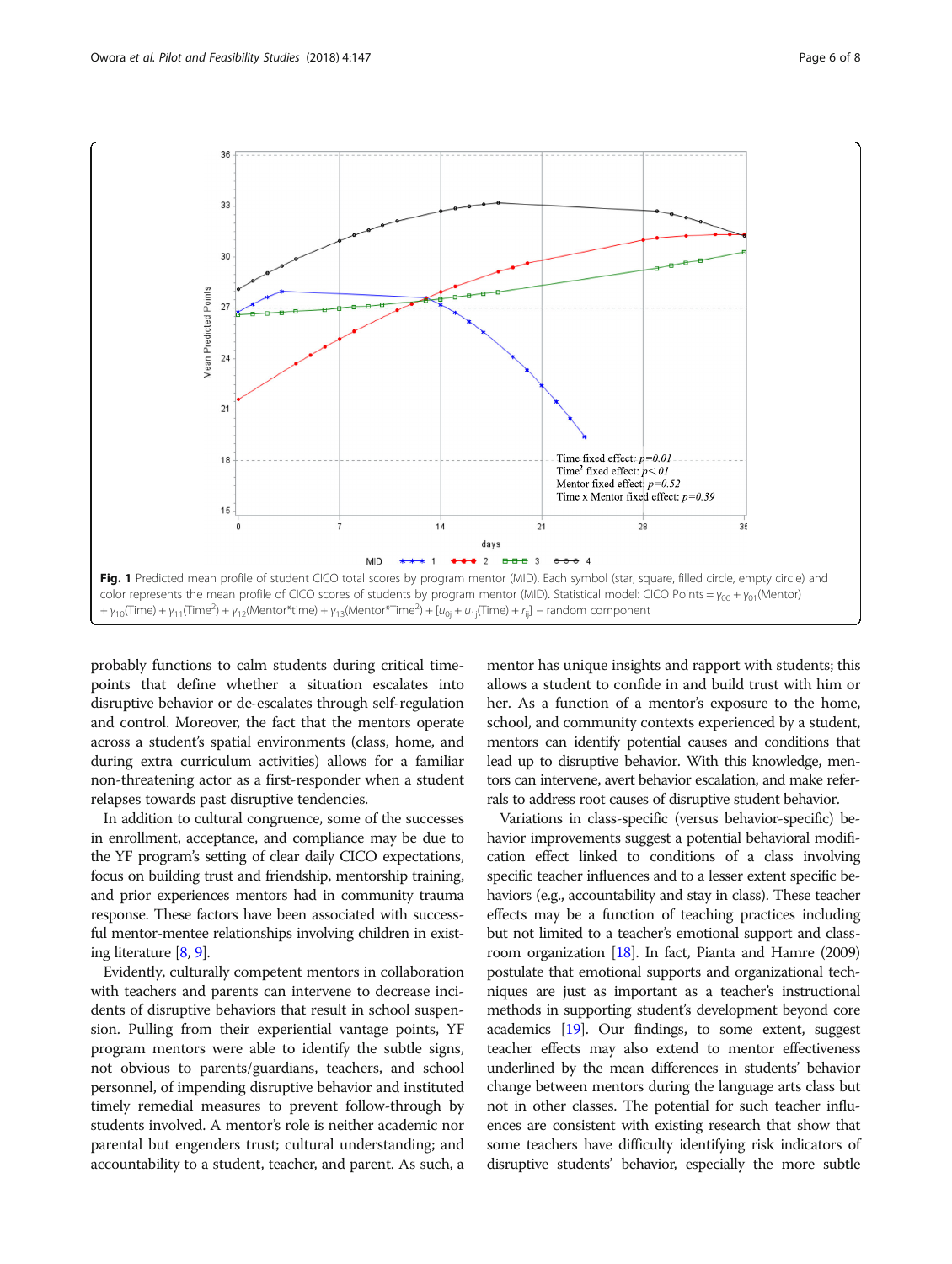**Fig. 1** Predicted mean profile of student CICO total scores by program mentor (MID). Each symbol (star, square, filled circle, empty circle) and color represents the mean profile of CICO scores of students by program mentor (MID). Statistical model: CICO Points = $\gamma_{00} + \gamma_{01}$(Mentor) + $\gamma_{10}$(Time) + $\gamma_{11}$(Time$^2$) + $\gamma_{12}$(Mentor\*time) + $\gamma_{13}$(Mentor\*Time$^2$) + [$u_{0j} + u_{1j}$(Time) + $r_{ij}$] – random component

probably functions to calm students during critical time-points that define whether a situation escalates into disruptive behavior or de-escalates through self-regulation and control. Moreover, the fact that the mentors operate across a student's spatial environments (class, home, and during extra curriculum activities) allows for a familiar non-threatening actor as a first-responder when a student relapses towards past disruptive tendencies.

In addition to cultural congruence, some of the successes in enrollment, acceptance, and compliance may be due to the YF program's setting of clear daily CICO expectations, focus on building trust and friendship, mentorship training, and prior experiences mentors had in community trauma response. These factors have been associated with successful mentor-mentee relationships involving children in existing literature [8, 9].

Evidently, culturally competent mentors in collaboration with teachers and parents can intervene to decrease incidents of disruptive behaviors that result in school suspension. Pulling from their experiential vantage points, YF program mentors were able to identify the subtle signs, not obvious to parents/guardians, teachers, and school personnel, of impending disruptive behavior and instituted timely remedial measures to prevent follow-through by students involved. A mentor's role is neither academic nor parental but engenders trust; cultural understanding; and accountability to a student, teacher, and parent. As such, a mentor has unique insights and rapport with students; this allows a student to confide in and build trust with him or her. As a function of a mentor's exposure to the home, school, and community contexts experienced by a student, mentors can identify potential causes and conditions that lead up to disruptive behavior. With this knowledge, mentors can intervene, avert behavior escalation, and make referrals to address root causes of disruptive student behavior.

Variations in class-specific (versus behavior-specific) behavior improvements suggest a potential behavioral modification effect linked to conditions of a class involving specific teacher influences and to a lesser extent specific behaviors (e.g., accountability and stay in class). These teacher effects may be a function of teaching practices including but not limited to a teacher's emotional support and classroom organization [18]. In fact, Pianta and Hamre (2009) postulate that emotional supports and organizational techniques are just as important as a teacher's instructional methods in supporting student's development beyond core academics [19]. Our findings, to some extent, suggest teacher effects may also extend to mentor effectiveness underlined by the mean differences in students' behavior change between mentors during the language arts class but not in other classes. The potential for such teacher influences are consistent with existing research that show that some teachers have difficulty identifying risk indicators of disruptive students' behavior, especially the more subtle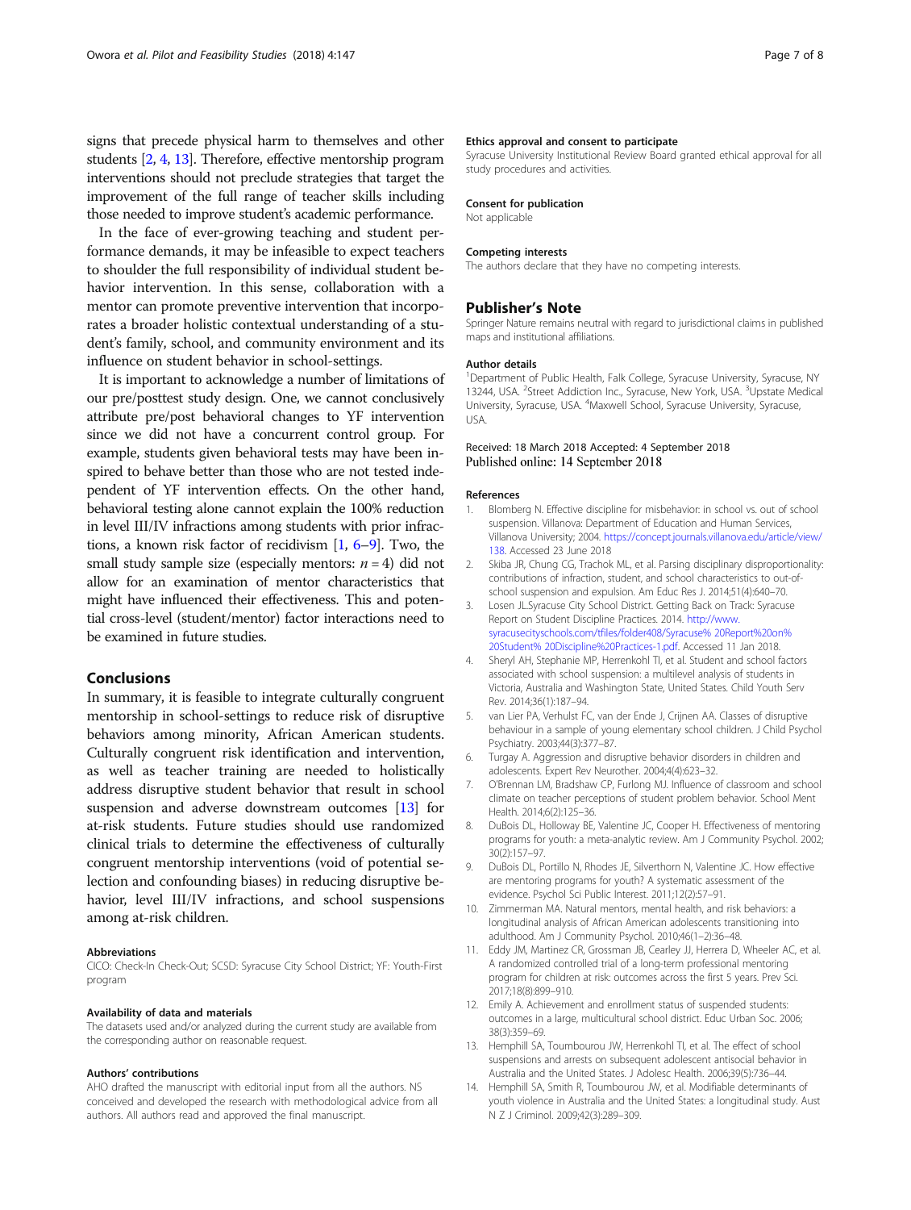signs that precede physical harm to themselves and other students [2, 4, 13]. Therefore, effective mentorship program interventions should not preclude strategies that target the improvement of the full range of teacher skills including those needed to improve student's academic performance.

In the face of ever-growing teaching and student performance demands, it may be infeasible to expect teachers to shoulder the full responsibility of individual student behavior intervention. In this sense, collaboration with a mentor can promote preventive intervention that incorporates a broader holistic contextual understanding of a student's family, school, and community environment and its influence on student behavior in school-settings.

It is important to acknowledge a number of limitations of our pre/posttest study design. One, we cannot conclusively attribute pre/post behavioral changes to YF intervention since we did not have a concurrent control group. For example, students given behavioral tests may have been inspired to behave better than those who are not tested independent of YF intervention effects. On the other hand, behavioral testing alone cannot explain the 100% reduction in level III/IV infractions among students with prior infractions, a known risk factor of recidivism [1, 6–9]. Two, the small study sample size (especially mentors: $n = 4$) did not allow for an examination of mentor characteristics that might have influenced their effectiveness. This and potential cross-level (student/mentor) factor interactions need to be examined in future studies.

## Conclusions

In summary, it is feasible to integrate culturally congruent mentorship in school-settings to reduce risk of disruptive behaviors among minority, African American students. Culturally congruent risk identification and intervention, as well as teacher training are needed to holistically address disruptive student behavior that result in school suspension and adverse downstream outcomes [13] for at-risk students. Future studies should use randomized clinical trials to determine the effectiveness of culturally congruent mentorship interventions (void of potential selection and confounding biases) in reducing disruptive behavior, level III/IV infractions, and school suspensions among at-risk children.

#### Abbreviations

CICO: Check-In Check-Out; SCSD: Syracuse City School District; YF: Youth-First program

#### Availability of data and materials

The datasets used and/or analyzed during the current study are available from the corresponding author on reasonable request.

#### Authors' contributions

AHO drafted the manuscript with editorial input from all the authors. NS conceived and developed the research with methodological advice from all authors. All authors read and approved the final manuscript.

#### Ethics approval and consent to participate

Syracuse University Institutional Review Board granted ethical approval for all study procedures and activities.

#### Consent for publication

Not applicable

#### Competing interests

The authors declare that they have no competing interests.

## Publisher's Note

Springer Nature remains neutral with regard to jurisdictional claims in published maps and institutional affiliations.

#### Author details

[1]Department of Public Health, Falk College, Syracuse University, Syracuse, NY 13244, USA. [2]Street Addiction Inc., Syracuse, New York, USA. [3]Upstate Medical University, Syracuse, USA. [4]Maxwell School, Syracuse University, Syracuse, USA.

Received: 18 March 2018 Accepted: 4 September 2018
Published online: 14 September 2018

#### References

1. Blomberg N. Effective discipline for misbehavior: in school vs. out of school suspension. Villanova: Department of Education and Human Services, Villanova University; 2004. https://concept.journals.villanova.edu/article/view/138. Accessed 23 June 2018
2. Skiba JR, Chung CG, Trachok ML, et al. Parsing disciplinary disproportionality: contributions of infraction, student, and school characteristics to out-of-school suspension and expulsion. Am Educ Res J. 2014;51(4):640–70.
3. Losen JL.Syracuse City School District. Getting Back on Track: Syracuse Report on Student Discipline Practices. 2014. http://www.syracusecityschools.com/tfiles/folder408/Syracuse% 20Report%20on% 20Student% 20Discipline%20Practices-1.pdf. Accessed 11 Jan 2018.
4. Sheryl AH, Stephanie MP, Herrenkohl TI, et al. Student and school factors associated with school suspension: a multilevel analysis of students in Victoria, Australia and Washington State, United States. Child Youth Serv Rev. 2014;36(1):187–94.
5. van Lier PA, Verhulst FC, van der Ende J, Crijnen AA. Classes of disruptive behaviour in a sample of young elementary school children. J Child Psychol Psychiatry. 2003;44(3):377–87.
6. Turgay A. Aggression and disruptive behavior disorders in children and adolescents. Expert Rev Neurother. 2004;4(4):623–32.
7. O'Brennan LM, Bradshaw CP, Furlong MJ. Influence of classroom and school climate on teacher perceptions of student problem behavior. School Ment Health. 2014;6(2):125–36.
8. DuBois DL, Holloway BE, Valentine JC, Cooper H. Effectiveness of mentoring programs for youth: a meta-analytic review. Am J Community Psychol. 2002;30(2):157–97.
9. DuBois DL, Portillo N, Rhodes JE, Silverthorn N, Valentine JC. How effective are mentoring programs for youth? A systematic assessment of the evidence. Psychol Sci Public Interest. 2011;12(2):57–91.
10. Zimmerman MA. Natural mentors, mental health, and risk behaviors: a longitudinal analysis of African American adolescents transitioning into adulthood. Am J Community Psychol. 2010;46(1–2):36–48.
11. Eddy JM, Martinez CR, Grossman JB, Cearley JJ, Herrera D, Wheeler AC, et al. A randomized controlled trial of a long-term professional mentoring program for children at risk: outcomes across the first 5 years. Prev Sci. 2017;18(8):899–910.
12. Emily A. Achievement and enrollment status of suspended students: outcomes in a large, multicultural school district. Educ Urban Soc. 2006;38(3):359–69.
13. Hemphill SA, Toumbourou JW, Herrenkohl TI, et al. The effect of school suspensions and arrests on subsequent adolescent antisocial behavior in Australia and the United States. J Adolesc Health. 2006;39(5):736–44.
14. Hemphill SA, Smith R, Toumbourou JW, et al. Modifiable determinants of youth violence in Australia and the United States: a longitudinal study. Aust N Z J Criminol. 2009;42(3):289–309.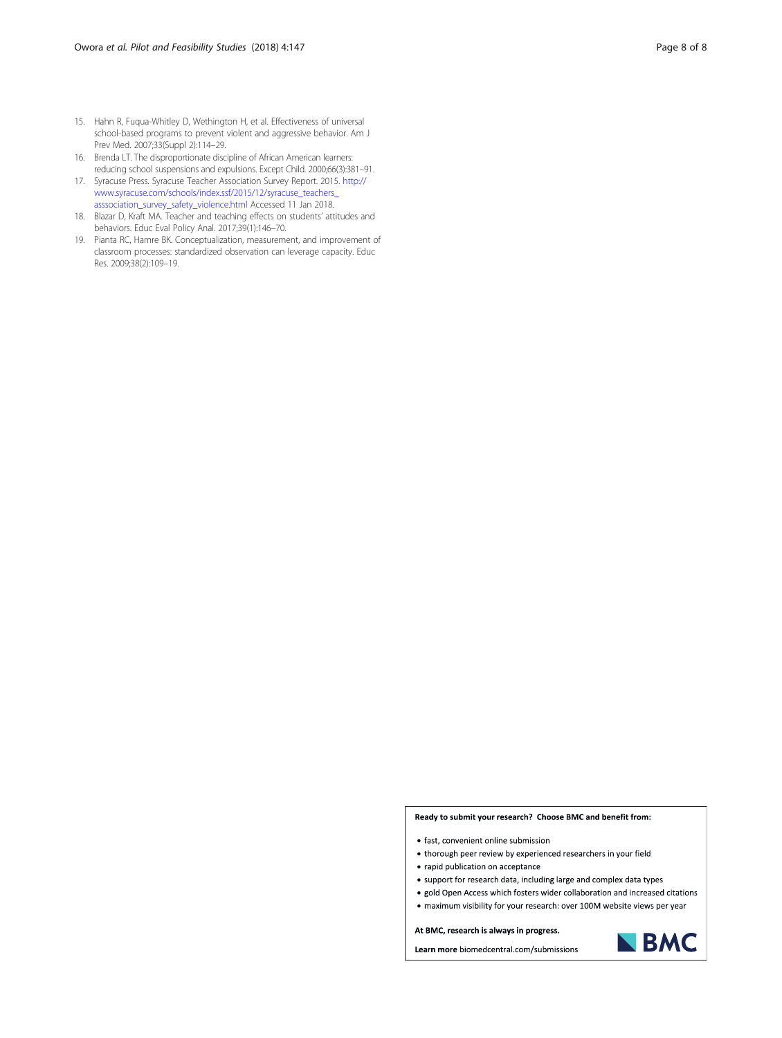15. Hahn R, Fuqua-Whitley D, Wethington H, et al. Effectiveness of universal school-based programs to prevent violent and aggressive behavior. Am J Prev Med. 2007;33(Suppl 2):114–29.
16. Brenda LT. The disproportionate discipline of African American learners: reducing school suspensions and expulsions. Except Child. 2000;66(3):381–91.
17. Syracuse Press. Syracuse Teacher Association Survey Report. 2015. http://www.syracuse.com/schools/index.ssf/2015/12/syracuse_teachers_asssociation_survey_safety_violence.html Accessed 11 Jan 2018.
18. Blazar D, Kraft MA. Teacher and teaching effects on students' attitudes and behaviors. Educ Eval Policy Anal. 2017;39(1):146–70.
19. Pianta RC, Hamre BK. Conceptualization, measurement, and improvement of classroom processes: standardized observation can leverage capacity. Educ Res. 2009;38(2):109–19.

**Ready to submit your research? Choose BMC and benefit from:**

- fast, convenient online submission
- thorough peer review by experienced researchers in your field
- rapid publication on acceptance
- support for research data, including large and complex data types
- gold Open Access which fosters wider collaboration and increased citations
- maximum visibility for your research: over 100M website views per year

**At BMC, research is always in progress.**

**Learn more** biomedcentral.com/submissions

BMC